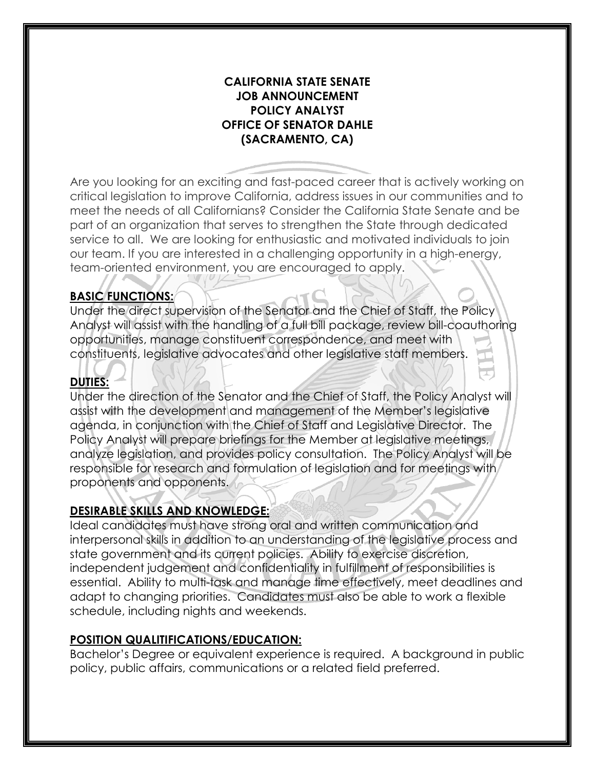**CALIFORNIA STATE SENATE**
**JOB ANNOUNCEMENT**
**POLICY ANALYST**
**OFFICE OF SENATOR DAHLE**
**(SACRAMENTO, CA)**

Are you looking for an exciting and fast-paced career that is actively working on critical legislation to improve California, address issues in our communities and to meet the needs of all Californians? Consider the California State Senate and be part of an organization that serves to strengthen the State through dedicated service to all. We are looking for enthusiastic and motivated individuals to join our team. If you are interested in a challenging opportunity in a high-energy, team-oriented environment, you are encouraged to apply.

## BASIC FUNCTIONS:

Under the direct supervision of the Senator and the Chief of Staff, the Policy Analyst will assist with the handling of a full bill package, review bill-coauthoring opportunities, manage constituent correspondence, and meet with constituents, legislative advocates and other legislative staff members.

## DUTIES:

Under the direction of the Senator and the Chief of Staff, the Policy Analyst will assist with the development and management of the Member's legislative agenda, in conjunction with the Chief of Staff and Legislative Director. The Policy Analyst will prepare briefings for the Member at legislative meetings, analyze legislation, and provides policy consultation. The Policy Analyst will be responsible for research and formulation of legislation and for meetings with proponents and opponents.

## DESIRABLE SKILLS AND KNOWLEDGE:

Ideal candidates must have strong oral and written communication and interpersonal skills in addition to an understanding of the legislative process and state government and its current policies. Ability to exercise discretion, independent judgement and confidentiality in fulfillment of responsibilities is essential. Ability to multi-task and manage time effectively, meet deadlines and adapt to changing priorities. Candidates must also be able to work a flexible schedule, including nights and weekends.

## POSITION QUALITIFICATIONS/EDUCATION:

Bachelor's Degree or equivalent experience is required. A background in public policy, public affairs, communications or a related field preferred.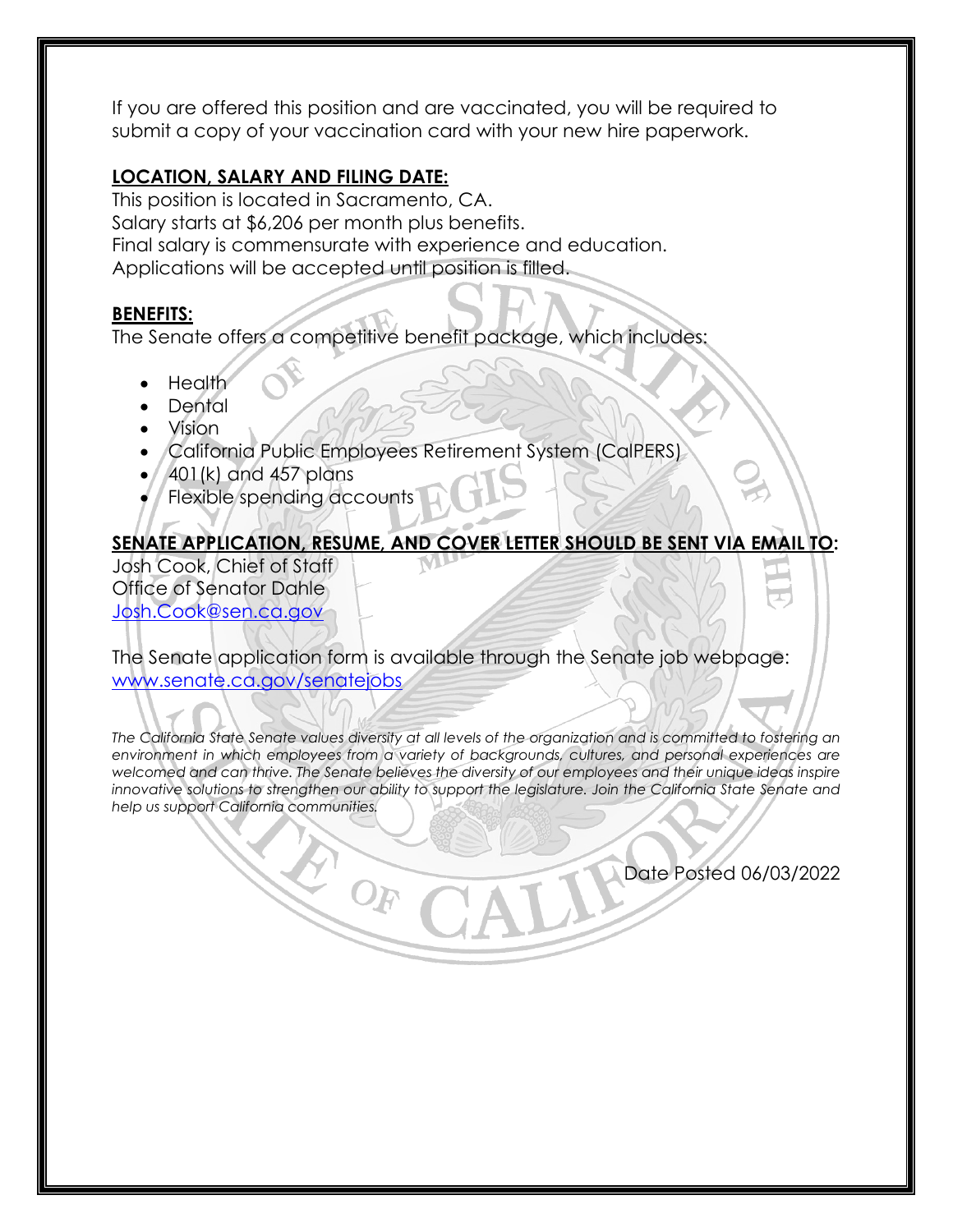If you are offered this position and are vaccinated, you will be required to submit a copy of your vaccination card with your new hire paperwork.

**LOCATION, SALARY AND FILING DATE:**

This position is located in Sacramento, CA.
Salary starts at $6,206 per month plus benefits.
Final salary is commensurate with experience and education.
Applications will be accepted until position is filled.

**BENEFITS:**

The Senate offers a competitive benefit package, which includes:

- Health
- Dental
- Vision
- California Public Employees Retirement System (CalPERS)
- 401(k) and 457 plans
- Flexible spending accounts

**SENATE APPLICATION, RESUME, AND COVER LETTER SHOULD BE SENT VIA EMAIL TO:**

Josh Cook, Chief of Staff
Office of Senator Dahle
Josh.Cook@sen.ca.gov

The Senate application form is available through the Senate job webpage: www.senate.ca.gov/senatejobs

*The California State Senate values diversity at all levels of the organization and is committed to fostering an environment in which employees from a variety of backgrounds, cultures, and personal experiences are welcomed and can thrive. The Senate believes the diversity of our employees and their unique ideas inspire innovative solutions to strengthen our ability to support the legislature. Join the California State Senate and help us support California communities.*

Date Posted 06/03/2022